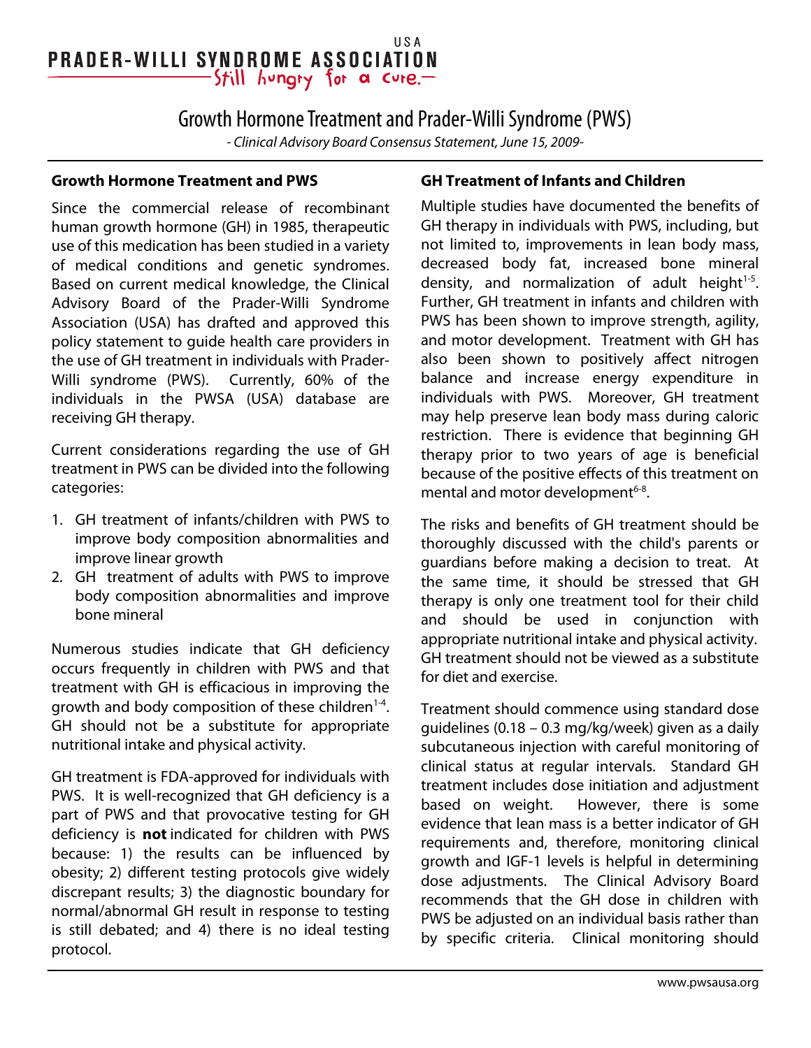PRADER-WILLI SYNDROME ASSOCIATION USA
Still hungry for a cure.

# Growth Hormone Treatment and Prader-Willi Syndrome (PWS)

*- Clinical Advisory Board Consensus Statement, June 15, 2009-*

## Growth Hormone Treatment and PWS

Since the commercial release of recombinant human growth hormone (GH) in 1985, therapeutic use of this medication has been studied in a variety of medical conditions and genetic syndromes. Based on current medical knowledge, the Clinical Advisory Board of the Prader-Willi Syndrome Association (USA) has drafted and approved this policy statement to guide health care providers in the use of GH treatment in individuals with Prader-Willi syndrome (PWS). Currently, 60% of the individuals in the PWSA (USA) database are receiving GH therapy.

Current considerations regarding the use of GH treatment in PWS can be divided into the following categories:

1. GH treatment of infants/children with PWS to improve body composition abnormalities and improve linear growth
2. GH treatment of adults with PWS to improve body composition abnormalities and improve bone mineral

Numerous studies indicate that GH deficiency occurs frequently in children with PWS and that treatment with GH is efficacious in improving the growth and body composition of these children[1-4]. GH should not be a substitute for appropriate nutritional intake and physical activity.

GH treatment is FDA-approved for individuals with PWS. It is well-recognized that GH deficiency is a part of PWS and that provocative testing for GH deficiency is **not** indicated for children with PWS because: 1) the results can be influenced by obesity; 2) different testing protocols give widely discrepant results; 3) the diagnostic boundary for normal/abnormal GH result in response to testing is still debated; and 4) there is no ideal testing protocol.

## GH Treatment of Infants and Children

Multiple studies have documented the benefits of GH therapy in individuals with PWS, including, but not limited to, improvements in lean body mass, decreased body fat, increased bone mineral density, and normalization of adult height[1-5]. Further, GH treatment in infants and children with PWS has been shown to improve strength, agility, and motor development. Treatment with GH has also been shown to positively affect nitrogen balance and increase energy expenditure in individuals with PWS. Moreover, GH treatment may help preserve lean body mass during caloric restriction. There is evidence that beginning GH therapy prior to two years of age is beneficial because of the positive effects of this treatment on mental and motor development[6-8].

The risks and benefits of GH treatment should be thoroughly discussed with the child's parents or guardians before making a decision to treat. At the same time, it should be stressed that GH therapy is only one treatment tool for their child and should be used in conjunction with appropriate nutritional intake and physical activity. GH treatment should not be viewed as a substitute for diet and exercise.

Treatment should commence using standard dose guidelines (0.18 – 0.3 mg/kg/week) given as a daily subcutaneous injection with careful monitoring of clinical status at regular intervals. Standard GH treatment includes dose initiation and adjustment based on weight. However, there is some evidence that lean mass is a better indicator of GH requirements and, therefore, monitoring clinical growth and IGF-1 levels is helpful in determining dose adjustments. The Clinical Advisory Board recommends that the GH dose in children with PWS be adjusted on an individual basis rather than by specific criteria. Clinical monitoring should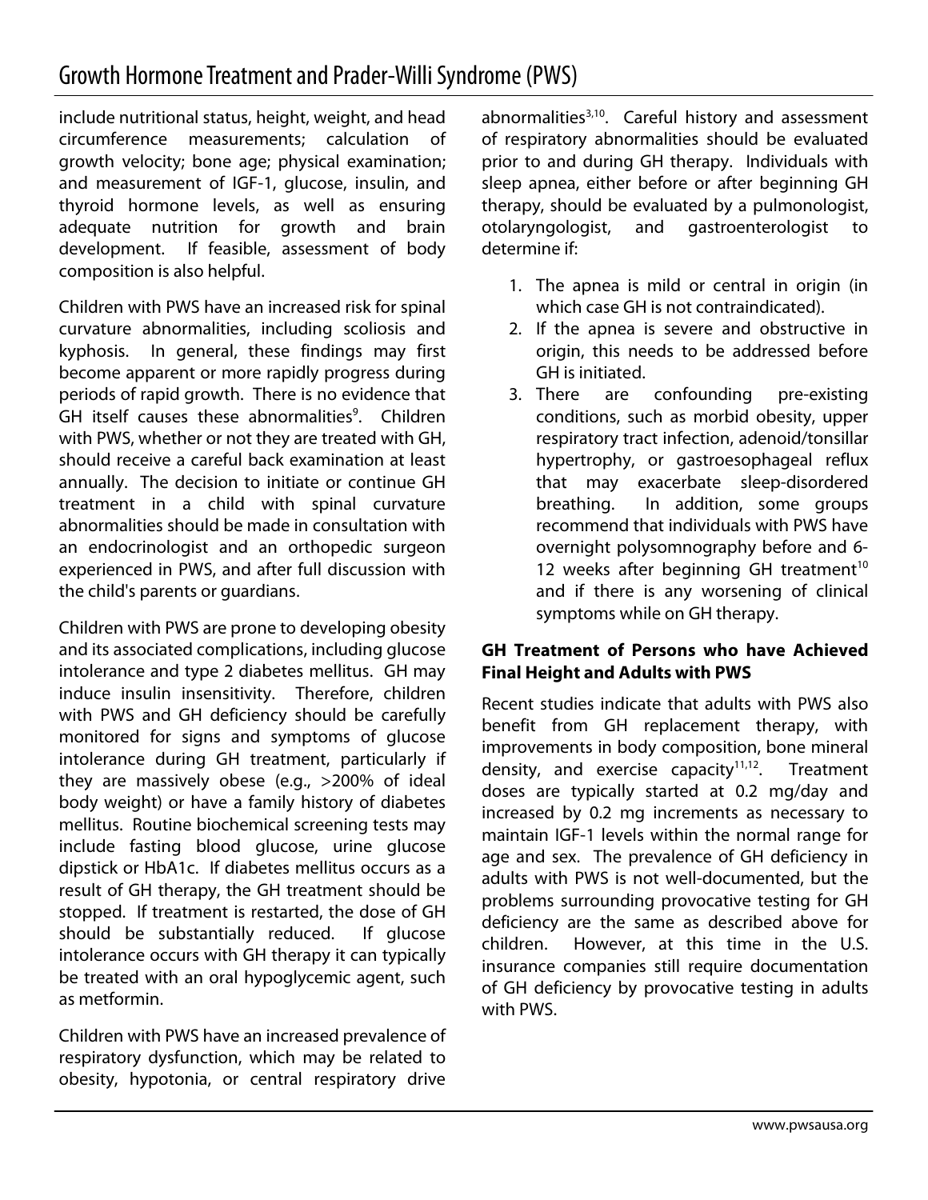include nutritional status, height, weight, and head circumference measurements; calculation of growth velocity; bone age; physical examination; and measurement of IGF-1, glucose, insulin, and thyroid hormone levels, as well as ensuring adequate nutrition for growth and brain development. If feasible, assessment of body composition is also helpful.

Children with PWS have an increased risk for spinal curvature abnormalities, including scoliosis and kyphosis. In general, these findings may first become apparent or more rapidly progress during periods of rapid growth. There is no evidence that GH itself causes these abnormalities[9]. Children with PWS, whether or not they are treated with GH, should receive a careful back examination at least annually. The decision to initiate or continue GH treatment in a child with spinal curvature abnormalities should be made in consultation with an endocrinologist and an orthopedic surgeon experienced in PWS, and after full discussion with the child's parents or guardians.

Children with PWS are prone to developing obesity and its associated complications, including glucose intolerance and type 2 diabetes mellitus. GH may induce insulin insensitivity. Therefore, children with PWS and GH deficiency should be carefully monitored for signs and symptoms of glucose intolerance during GH treatment, particularly if they are massively obese (e.g., >200% of ideal body weight) or have a family history of diabetes mellitus. Routine biochemical screening tests may include fasting blood glucose, urine glucose dipstick or HbA1c. If diabetes mellitus occurs as a result of GH therapy, the GH treatment should be stopped. If treatment is restarted, the dose of GH should be substantially reduced. If glucose intolerance occurs with GH therapy it can typically be treated with an oral hypoglycemic agent, such as metformin.

Children with PWS have an increased prevalence of respiratory dysfunction, which may be related to obesity, hypotonia, or central respiratory drive abnormalities[3,10]. Careful history and assessment of respiratory abnormalities should be evaluated prior to and during GH therapy. Individuals with sleep apnea, either before or after beginning GH therapy, should be evaluated by a pulmonologist, otolaryngologist, and gastroenterologist to determine if:

1. The apnea is mild or central in origin (in which case GH is not contraindicated).
2. If the apnea is severe and obstructive in origin, this needs to be addressed before GH is initiated.
3. There are confounding pre-existing conditions, such as morbid obesity, upper respiratory tract infection, adenoid/tonsillar hypertrophy, or gastroesophageal reflux that may exacerbate sleep-disordered breathing. In addition, some groups recommend that individuals with PWS have overnight polysomnography before and 6-12 weeks after beginning GH treatment[10] and if there is any worsening of clinical symptoms while on GH therapy.

**GH Treatment of Persons who have Achieved Final Height and Adults with PWS**

Recent studies indicate that adults with PWS also benefit from GH replacement therapy, with improvements in body composition, bone mineral density, and exercise capacity[11,12]. Treatment doses are typically started at 0.2 mg/day and increased by 0.2 mg increments as necessary to maintain IGF-1 levels within the normal range for age and sex. The prevalence of GH deficiency in adults with PWS is not well-documented, but the problems surrounding provocative testing for GH deficiency are the same as described above for children. However, at this time in the U.S. insurance companies still require documentation of GH deficiency by provocative testing in adults with PWS.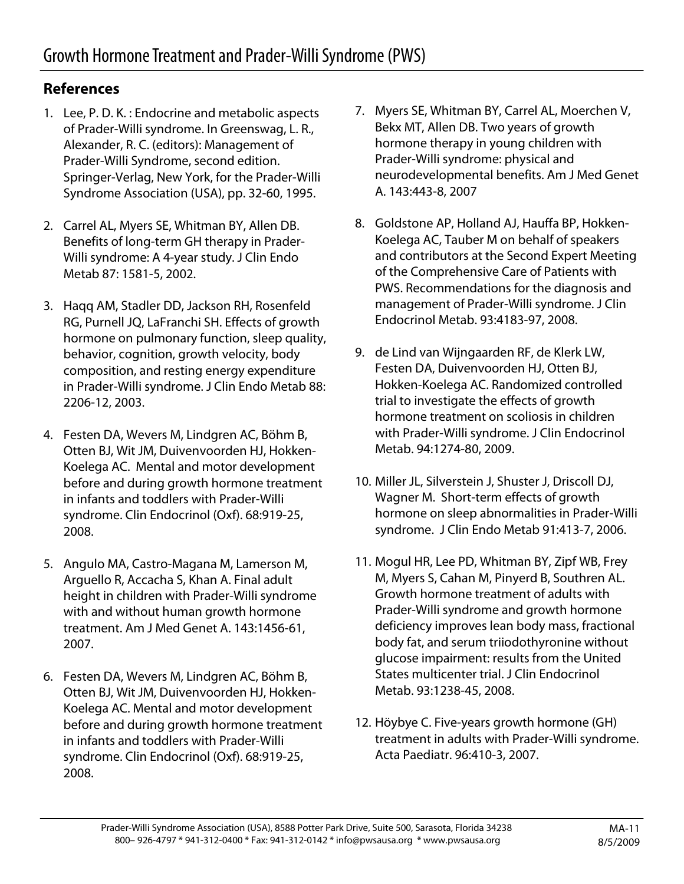## References

1. Lee, P. D. K. : Endocrine and metabolic aspects of Prader-Willi syndrome. In Greenswag, L. R., Alexander, R. C. (editors): Management of Prader-Willi Syndrome, second edition. Springer-Verlag, New York, for the Prader-Willi Syndrome Association (USA), pp. 32-60, 1995.

2. Carrel AL, Myers SE, Whitman BY, Allen DB. Benefits of long-term GH therapy in Prader-Willi syndrome: A 4-year study. J Clin Endo Metab 87: 1581-5, 2002.

3. Haqq AM, Stadler DD, Jackson RH, Rosenfeld RG, Purnell JQ, LaFranchi SH. Effects of growth hormone on pulmonary function, sleep quality, behavior, cognition, growth velocity, body composition, and resting energy expenditure in Prader-Willi syndrome. J Clin Endo Metab 88: 2206-12, 2003.

4. Festen DA, Wevers M, Lindgren AC, Böhm B, Otten BJ, Wit JM, Duivenvoorden HJ, Hokken-Koelega AC. Mental and motor development before and during growth hormone treatment in infants and toddlers with Prader-Willi syndrome. Clin Endocrinol (Oxf). 68:919-25, 2008.

5. Angulo MA, Castro-Magana M, Lamerson M, Arguello R, Accacha S, Khan A. Final adult height in children with Prader-Willi syndrome with and without human growth hormone treatment. Am J Med Genet A. 143:1456-61, 2007.

6. Festen DA, Wevers M, Lindgren AC, Böhm B, Otten BJ, Wit JM, Duivenvoorden HJ, Hokken-Koelega AC. Mental and motor development before and during growth hormone treatment in infants and toddlers with Prader-Willi syndrome. Clin Endocrinol (Oxf). 68:919-25, 2008.

7. Myers SE, Whitman BY, Carrel AL, Moerchen V, Bekx MT, Allen DB. Two years of growth hormone therapy in young children with Prader-Willi syndrome: physical and neurodevelopmental benefits. Am J Med Genet A. 143:443-8, 2007

8. Goldstone AP, Holland AJ, Hauffa BP, Hokken-Koelega AC, Tauber M on behalf of speakers and contributors at the Second Expert Meeting of the Comprehensive Care of Patients with PWS. Recommendations for the diagnosis and management of Prader-Willi syndrome. J Clin Endocrinol Metab. 93:4183-97, 2008.

9. de Lind van Wijngaarden RF, de Klerk LW, Festen DA, Duivenvoorden HJ, Otten BJ, Hokken-Koelega AC. Randomized controlled trial to investigate the effects of growth hormone treatment on scoliosis in children with Prader-Willi syndrome. J Clin Endocrinol Metab. 94:1274-80, 2009.

10. Miller JL, Silverstein J, Shuster J, Driscoll DJ, Wagner M. Short-term effects of growth hormone on sleep abnormalities in Prader-Willi syndrome. J Clin Endo Metab 91:413-7, 2006.

11. Mogul HR, Lee PD, Whitman BY, Zipf WB, Frey M, Myers S, Cahan M, Pinyerd B, Southren AL. Growth hormone treatment of adults with Prader-Willi syndrome and growth hormone deficiency improves lean body mass, fractional body fat, and serum triiodothyronine without glucose impairment: results from the United States multicenter trial. J Clin Endocrinol Metab. 93:1238-45, 2008.

12. Höybye C. Five-years growth hormone (GH) treatment in adults with Prader-Willi syndrome. Acta Paediatr. 96:410-3, 2007.